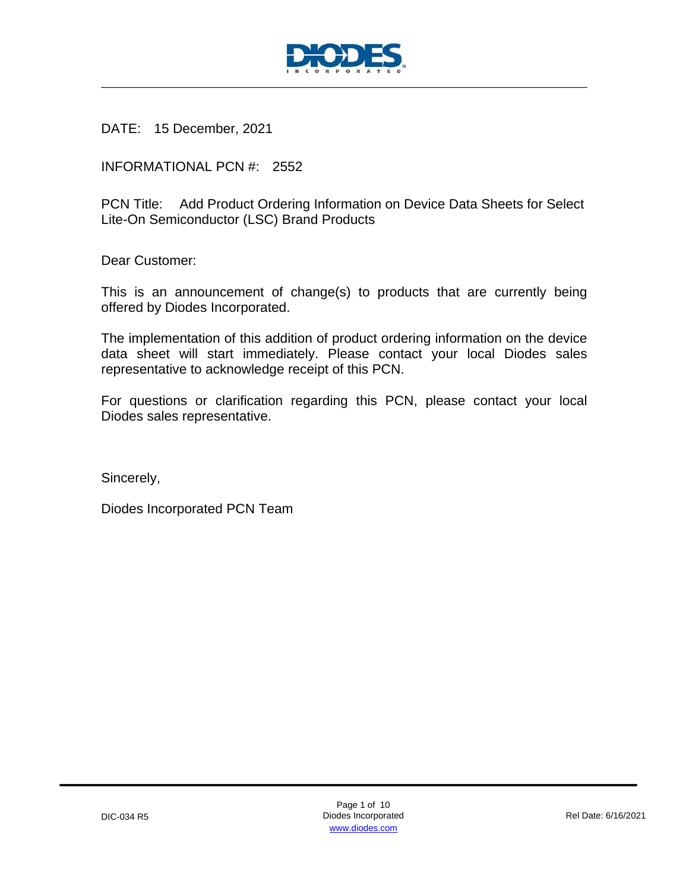DATE: 15 December, 2021

INFORMATIONAL PCN #: 2552

PCN Title: Add Product Ordering Information on Device Data Sheets for Select Lite-On Semiconductor (LSC) Brand Products

Dear Customer:

This is an announcement of change(s) to products that are currently being offered by Diodes Incorporated.

The implementation of this addition of product ordering information on the device data sheet will start immediately. Please contact your local Diodes sales representative to acknowledge receipt of this PCN.

For questions or clarification regarding this PCN, please contact your local Diodes sales representative.

Sincerely,

Diodes Incorporated PCN Team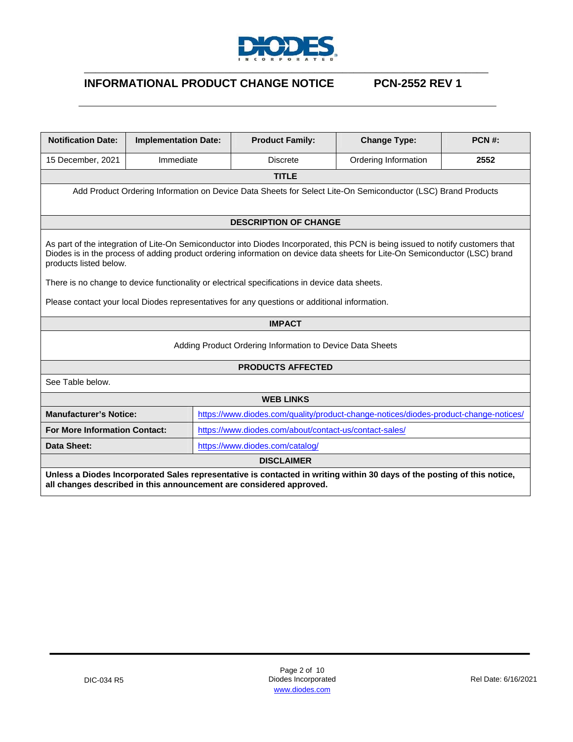# INFORMATIONAL PRODUCT CHANGE NOTICE — PCN-2552 REV 1

| Notification Date: | Implementation Date: | Product Family: | Change Type: | PCN #: |
|---|---|---|---|---|
| 15 December, 2021 | Immediate | Discrete | Ordering Information | **2552** |

## TITLE

Add Product Ordering Information on Device Data Sheets for Select Lite-On Semiconductor (LSC) Brand Products

## DESCRIPTION OF CHANGE

As part of the integration of Lite-On Semiconductor into Diodes Incorporated, this PCN is being issued to notify customers that Diodes is in the process of adding product ordering information on device data sheets for Lite-On Semiconductor (LSC) brand products listed below.

There is no change to device functionality or electrical specifications in device data sheets.

Please contact your local Diodes representatives for any questions or additional information.

## IMPACT

Adding Product Ordering Information to Device Data Sheets

## PRODUCTS AFFECTED

See Table below.

## WEB LINKS

| | |
|---|---|
| **Manufacturer's Notice:** | https://www.diodes.com/quality/product-change-notices/diodes-product-change-notices/ |
| **For More Information Contact:** | https://www.diodes.com/about/contact-us/contact-sales/ |
| **Data Sheet:** | https://www.diodes.com/catalog/ |

## DISCLAIMER

**Unless a Diodes Incorporated Sales representative is contacted in writing within 30 days of the posting of this notice, all changes described in this announcement are considered approved.**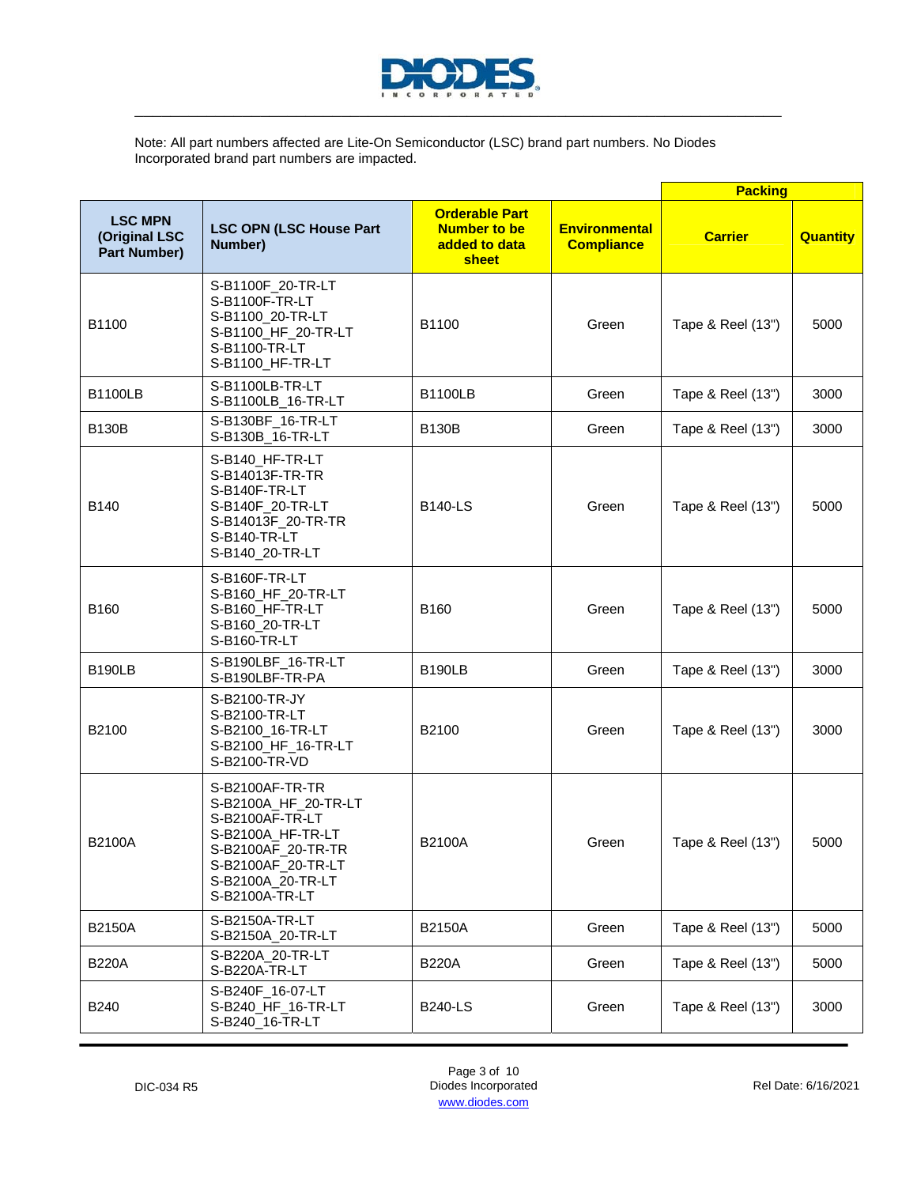Note: All part numbers affected are Lite-On Semiconductor (LSC) brand part numbers. No Diodes Incorporated brand part numbers are impacted.

| LSC MPN (Original LSC Part Number) | LSC OPN (LSC House Part Number) | Orderable Part Number to be added to data sheet | Environmental Compliance | Packing | |
|---|---|---|---|---|---|
| | | | | **Carrier** | **Quantity** |
| B1100 | S-B1100F_20-TR-LT<br>S-B1100F-TR-LT<br>S-B1100_20-TR-LT<br>S-B1100_HF_20-TR-LT<br>S-B1100-TR-LT<br>S-B1100_HF-TR-LT | B1100 | Green | Tape & Reel (13") | 5000 |
| B1100LB | S-B1100LB-TR-LT<br>S-B1100LB_16-TR-LT | B1100LB | Green | Tape & Reel (13") | 3000 |
| B130B | S-B130BF_16-TR-LT<br>S-B130B_16-TR-LT | B130B | Green | Tape & Reel (13") | 3000 |
| B140 | S-B140_HF-TR-LT<br>S-B14013F-TR-TR<br>S-B140F-TR-LT<br>S-B140F_20-TR-LT<br>S-B14013F_20-TR-TR<br>S-B140-TR-LT<br>S-B140_20-TR-LT | B140-LS | Green | Tape & Reel (13") | 5000 |
| B160 | S-B160F-TR-LT<br>S-B160_HF_20-TR-LT<br>S-B160_HF-TR-LT<br>S-B160_20-TR-LT<br>S-B160-TR-LT | B160 | Green | Tape & Reel (13") | 5000 |
| B190LB | S-B190LBF_16-TR-LT<br>S-B190LBF-TR-PA | B190LB | Green | Tape & Reel (13") | 3000 |
| B2100 | S-B2100-TR-JY<br>S-B2100-TR-LT<br>S-B2100_16-TR-LT<br>S-B2100_HF_16-TR-LT<br>S-B2100-TR-VD | B2100 | Green | Tape & Reel (13") | 3000 |
| B2100A | S-B2100AF-TR-TR<br>S-B2100A_HF_20-TR-LT<br>S-B2100AF-TR-LT<br>S-B2100A_HF-TR-LT<br>S-B2100AF_20-TR-TR<br>S-B2100AF_20-TR-LT<br>S-B2100A_20-TR-LT<br>S-B2100A-TR-LT | B2100A | Green | Tape & Reel (13") | 5000 |
| B2150A | S-B2150A-TR-LT<br>S-B2150A_20-TR-LT | B2150A | Green | Tape & Reel (13") | 5000 |
| B220A | S-B220A_20-TR-LT<br>S-B220A-TR-LT | B220A | Green | Tape & Reel (13") | 5000 |
| B240 | S-B240F_16-07-LT<br>S-B240_HF_16-TR-LT<br>S-B240_16-TR-LT | B240-LS | Green | Tape & Reel (13") | 3000 |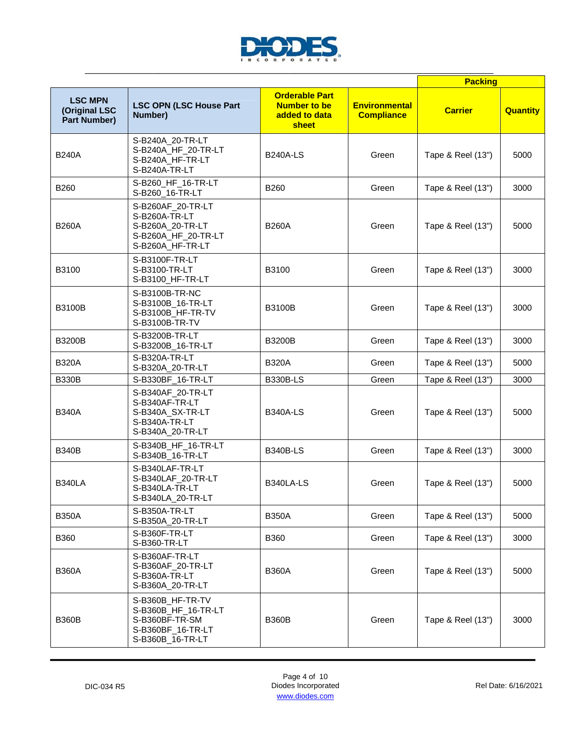| | | | | Packing | |
|---|---|---|---|---|---|
| **LSC MPN (Original LSC Part Number)** | **LSC OPN (LSC House Part Number)** | **Orderable Part Number to be added to data sheet** | **Environmental Compliance** | **Carrier** | **Quantity** |
| B240A | S-B240A_20-TR-LT<br>S-B240A_HF_20-TR-LT<br>S-B240A_HF-TR-LT<br>S-B240A-TR-LT | B240A-LS | Green | Tape & Reel (13") | 5000 |
| B260 | S-B260_HF_16-TR-LT<br>S-B260_16-TR-LT | B260 | Green | Tape & Reel (13") | 3000 |
| B260A | S-B260AF_20-TR-LT<br>S-B260A-TR-LT<br>S-B260A_20-TR-LT<br>S-B260A_HF_20-TR-LT<br>S-B260A_HF-TR-LT | B260A | Green | Tape & Reel (13") | 5000 |
| B3100 | S-B3100F-TR-LT<br>S-B3100-TR-LT<br>S-B3100_HF-TR-LT | B3100 | Green | Tape & Reel (13") | 3000 |
| B3100B | S-B3100B-TR-NC<br>S-B3100B_16-TR-LT<br>S-B3100B_HF-TR-TV<br>S-B3100B-TR-TV | B3100B | Green | Tape & Reel (13") | 3000 |
| B3200B | S-B3200B-TR-LT<br>S-B3200B_16-TR-LT | B3200B | Green | Tape & Reel (13") | 3000 |
| B320A | S-B320A-TR-LT<br>S-B320A_20-TR-LT | B320A | Green | Tape & Reel (13") | 5000 |
| B330B | S-B330BF_16-TR-LT | B330B-LS | Green | Tape & Reel (13") | 3000 |
| B340A | S-B340AF_20-TR-LT<br>S-B340AF-TR-LT<br>S-B340A_SX-TR-LT<br>S-B340A-TR-LT<br>S-B340A_20-TR-LT | B340A-LS | Green | Tape & Reel (13") | 5000 |
| B340B | S-B340B_HF_16-TR-LT<br>S-B340B_16-TR-LT | B340B-LS | Green | Tape & Reel (13") | 3000 |
| B340LA | S-B340LAF-TR-LT<br>S-B340LAF_20-TR-LT<br>S-B340LA-TR-LT<br>S-B340LA_20-TR-LT | B340LA-LS | Green | Tape & Reel (13") | 5000 |
| B350A | S-B350A-TR-LT<br>S-B350A_20-TR-LT | B350A | Green | Tape & Reel (13") | 5000 |
| B360 | S-B360F-TR-LT<br>S-B360-TR-LT | B360 | Green | Tape & Reel (13") | 3000 |
| B360A | S-B360AF-TR-LT<br>S-B360AF_20-TR-LT<br>S-B360A-TR-LT<br>S-B360A_20-TR-LT | B360A | Green | Tape & Reel (13") | 5000 |
| B360B | S-B360B_HF-TR-TV<br>S-B360B_HF_16-TR-LT<br>S-B360BF-TR-SM<br>S-B360BF_16-TR-LT<br>S-B360B_16-TR-LT | B360B | Green | Tape & Reel (13") | 3000 |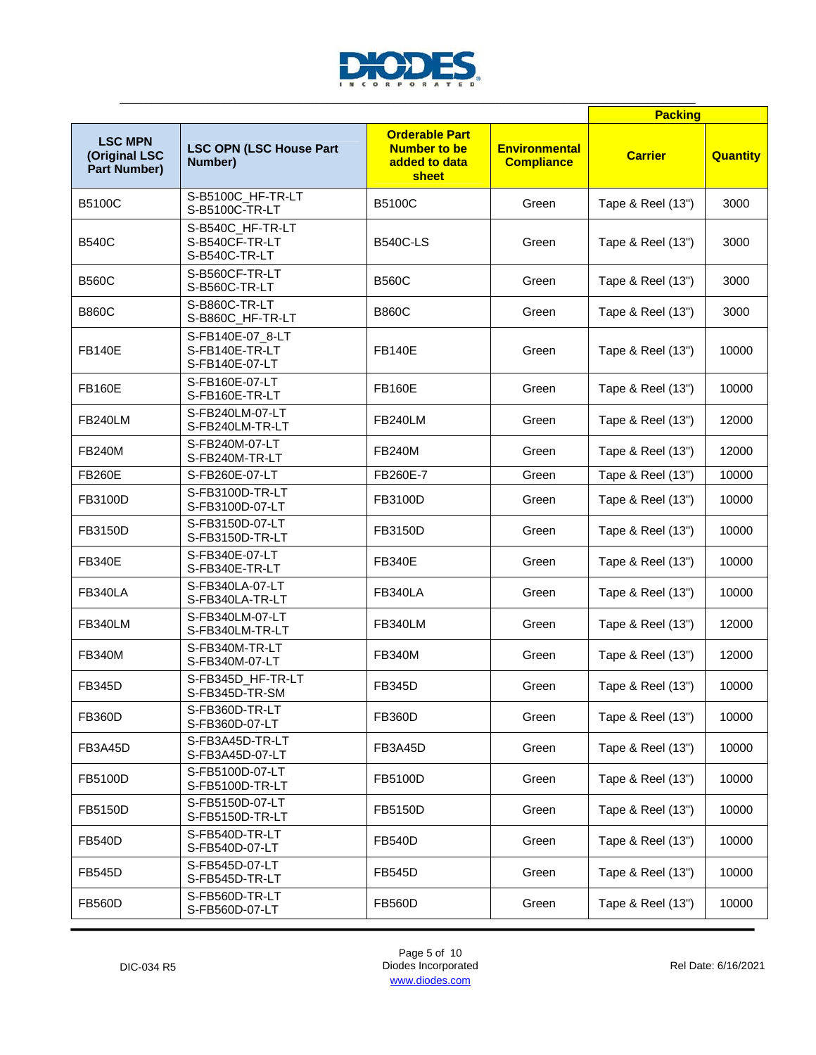| LSC MPN (Original LSC Part Number) | LSC OPN (LSC House Part Number) | Orderable Part Number to be added to data sheet | Environmental Compliance | Packing | |
|---|---|---|---|---|---|
| | | | | Carrier | Quantity |
| B5100C | S-B5100C_HF-TR-LT<br>S-B5100C-TR-LT | B5100C | Green | Tape & Reel (13") | 3000 |
| B540C | S-B540C_HF-TR-LT<br>S-B540CF-TR-LT<br>S-B540C-TR-LT | B540C-LS | Green | Tape & Reel (13") | 3000 |
| B560C | S-B560CF-TR-LT<br>S-B560C-TR-LT | B560C | Green | Tape & Reel (13") | 3000 |
| B860C | S-B860C-TR-LT<br>S-B860C_HF-TR-LT | B860C | Green | Tape & Reel (13") | 3000 |
| FB140E | S-FB140E-07_8-LT<br>S-FB140E-TR-LT<br>S-FB140E-07-LT | FB140E | Green | Tape & Reel (13") | 10000 |
| FB160E | S-FB160E-07-LT<br>S-FB160E-TR-LT | FB160E | Green | Tape & Reel (13") | 10000 |
| FB240LM | S-FB240LM-07-LT<br>S-FB240LM-TR-LT | FB240LM | Green | Tape & Reel (13") | 12000 |
| FB240M | S-FB240M-07-LT<br>S-FB240M-TR-LT | FB240M | Green | Tape & Reel (13") | 12000 |
| FB260E | S-FB260E-07-LT | FB260E-7 | Green | Tape & Reel (13") | 10000 |
| FB3100D | S-FB3100D-TR-LT<br>S-FB3100D-07-LT | FB3100D | Green | Tape & Reel (13") | 10000 |
| FB3150D | S-FB3150D-07-LT<br>S-FB3150D-TR-LT | FB3150D | Green | Tape & Reel (13") | 10000 |
| FB340E | S-FB340E-07-LT<br>S-FB340E-TR-LT | FB340E | Green | Tape & Reel (13") | 10000 |
| FB340LA | S-FB340LA-07-LT<br>S-FB340LA-TR-LT | FB340LA | Green | Tape & Reel (13") | 10000 |
| FB340LM | S-FB340LM-07-LT<br>S-FB340LM-TR-LT | FB340LM | Green | Tape & Reel (13") | 12000 |
| FB340M | S-FB340M-TR-LT<br>S-FB340M-07-LT | FB340M | Green | Tape & Reel (13") | 12000 |
| FB345D | S-FB345D_HF-TR-LT<br>S-FB345D-TR-SM | FB345D | Green | Tape & Reel (13") | 10000 |
| FB360D | S-FB360D-TR-LT<br>S-FB360D-07-LT | FB360D | Green | Tape & Reel (13") | 10000 |
| FB3A45D | S-FB3A45D-TR-LT<br>S-FB3A45D-07-LT | FB3A45D | Green | Tape & Reel (13") | 10000 |
| FB5100D | S-FB5100D-07-LT<br>S-FB5100D-TR-LT | FB5100D | Green | Tape & Reel (13") | 10000 |
| FB5150D | S-FB5150D-07-LT<br>S-FB5150D-TR-LT | FB5150D | Green | Tape & Reel (13") | 10000 |
| FB540D | S-FB540D-TR-LT<br>S-FB540D-07-LT | FB540D | Green | Tape & Reel (13") | 10000 |
| FB545D | S-FB545D-07-LT<br>S-FB545D-TR-LT | FB545D | Green | Tape & Reel (13") | 10000 |
| FB560D | S-FB560D-TR-LT<br>S-FB560D-07-LT | FB560D | Green | Tape & Reel (13") | 10000 |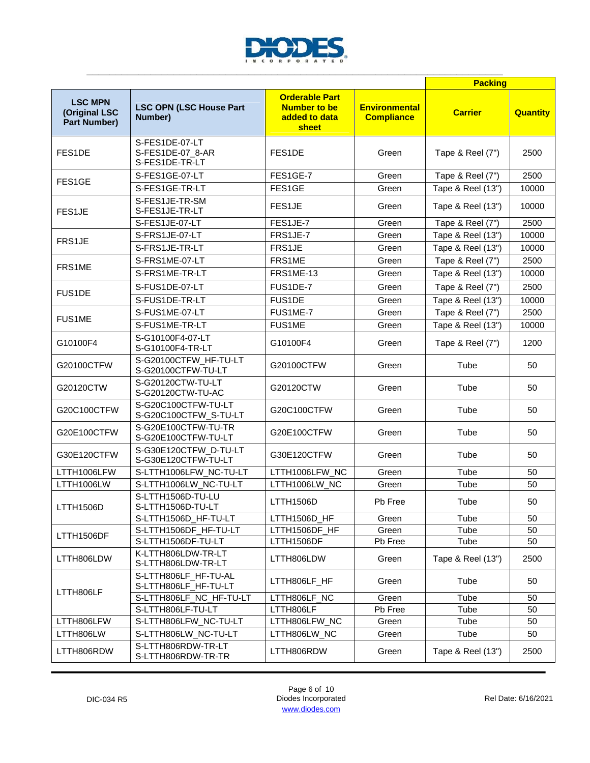| LSC MPN (Original LSC Part Number) | LSC OPN (LSC House Part Number) | Orderable Part Number to be added to data sheet | Environmental Compliance | Packing | |
|---|---|---|---|---|---|
| | | | | Carrier | Quantity |
| FES1DE | S-FES1DE-07-LT<br>S-FES1DE-07_8-AR<br>S-FES1DE-TR-LT | FES1DE | Green | Tape & Reel (7") | 2500 |
| FES1GE | S-FES1GE-07-LT | FES1GE-7 | Green | Tape & Reel (7") | 2500 |
| | S-FES1GE-TR-LT | FES1GE | Green | Tape & Reel (13") | 10000 |
| FES1JE | S-FES1JE-TR-SM<br>S-FES1JE-TR-LT | FES1JE | Green | Tape & Reel (13") | 10000 |
| | S-FES1JE-07-LT | FES1JE-7 | Green | Tape & Reel (7") | 2500 |
| FRS1JE | S-FRS1JE-07-LT | FRS1JE-7 | Green | Tape & Reel (13") | 10000 |
| | S-FRS1JE-TR-LT | FRS1JE | Green | Tape & Reel (13") | 10000 |
| FRS1ME | S-FRS1ME-07-LT | FRS1ME | Green | Tape & Reel (7") | 2500 |
| | S-FRS1ME-TR-LT | FRS1ME-13 | Green | Tape & Reel (13") | 10000 |
| FUS1DE | S-FUS1DE-07-LT | FUS1DE-7 | Green | Tape & Reel (7") | 2500 |
| | S-FUS1DE-TR-LT | FUS1DE | Green | Tape & Reel (13") | 10000 |
| FUS1ME | S-FUS1ME-07-LT | FUS1ME-7 | Green | Tape & Reel (7") | 2500 |
| | S-FUS1ME-TR-LT | FUS1ME | Green | Tape & Reel (13") | 10000 |
| G10100F4 | S-G10100F4-07-LT<br>S-G10100F4-TR-LT | G10100F4 | Green | Tape & Reel (7") | 1200 |
| G20100CTFW | S-G20100CTFW_HF-TU-LT<br>S-G20100CTFW-TU-LT | G20100CTFW | Green | Tube | 50 |
| G20120CTW | S-G20120CTW-TU-LT<br>S-G20120CTW-TU-AC | G20120CTW | Green | Tube | 50 |
| G20C100CTFW | S-G20C100CTFW-TU-LT<br>S-G20C100CTFW_S-TU-LT | G20C100CTFW | Green | Tube | 50 |
| G20E100CTFW | S-G20E100CTFW-TU-TR<br>S-G20E100CTFW-TU-LT | G20E100CTFW | Green | Tube | 50 |
| G30E120CTFW | S-G30E120CTFW_D-TU-LT<br>S-G30E120CTFW-TU-LT | G30E120CTFW | Green | Tube | 50 |
| LTTH1006LFW | S-LTTH1006LFW_NC-TU-LT | LTTH1006LFW_NC | Green | Tube | 50 |
| LTTH1006LW | S-LTTH1006LW_NC-TU-LT | LTTH1006LW_NC | Green | Tube | 50 |
| LTTH1506D | S-LTTH1506D-TU-LU<br>S-LTTH1506D-TU-LT | LTTH1506D | Pb Free | Tube | 50 |
| | S-LTTH1506D_HF-TU-LT | LTTH1506D_HF | Green | Tube | 50 |
| LTTH1506DF | S-LTTH1506DF_HF-TU-LT | LTTH1506DF_HF | Green | Tube | 50 |
| | S-LTTH1506DF-TU-LT | LTTH1506DF | Pb Free | Tube | 50 |
| LTTH806LDW | K-LTTH806LDW-TR-LT<br>S-LTTH806LDW-TR-LT | LTTH806LDW | Green | Tape & Reel (13") | 2500 |
| LTTH806LF | S-LTTH806LF_HF-TU-AL<br>S-LTTH806LF_HF-TU-LT | LTTH806LF_HF | Green | Tube | 50 |
| | S-LTTH806LF_NC_HF-TU-LT | LTTH806LF_NC | Green | Tube | 50 |
| | S-LTTH806LF-TU-LT | LTTH806LF | Pb Free | Tube | 50 |
| LTTH806LFW | S-LTTH806LFW_NC-TU-LT | LTTH806LFW_NC | Green | Tube | 50 |
| LTTH806LW | S-LTTH806LW_NC-TU-LT | LTTH806LW_NC | Green | Tube | 50 |
| LTTH806RDW | S-LTTH806RDW-TR-LT<br>S-LTTH806RDW-TR-TR | LTTH806RDW | Green | Tape & Reel (13") | 2500 |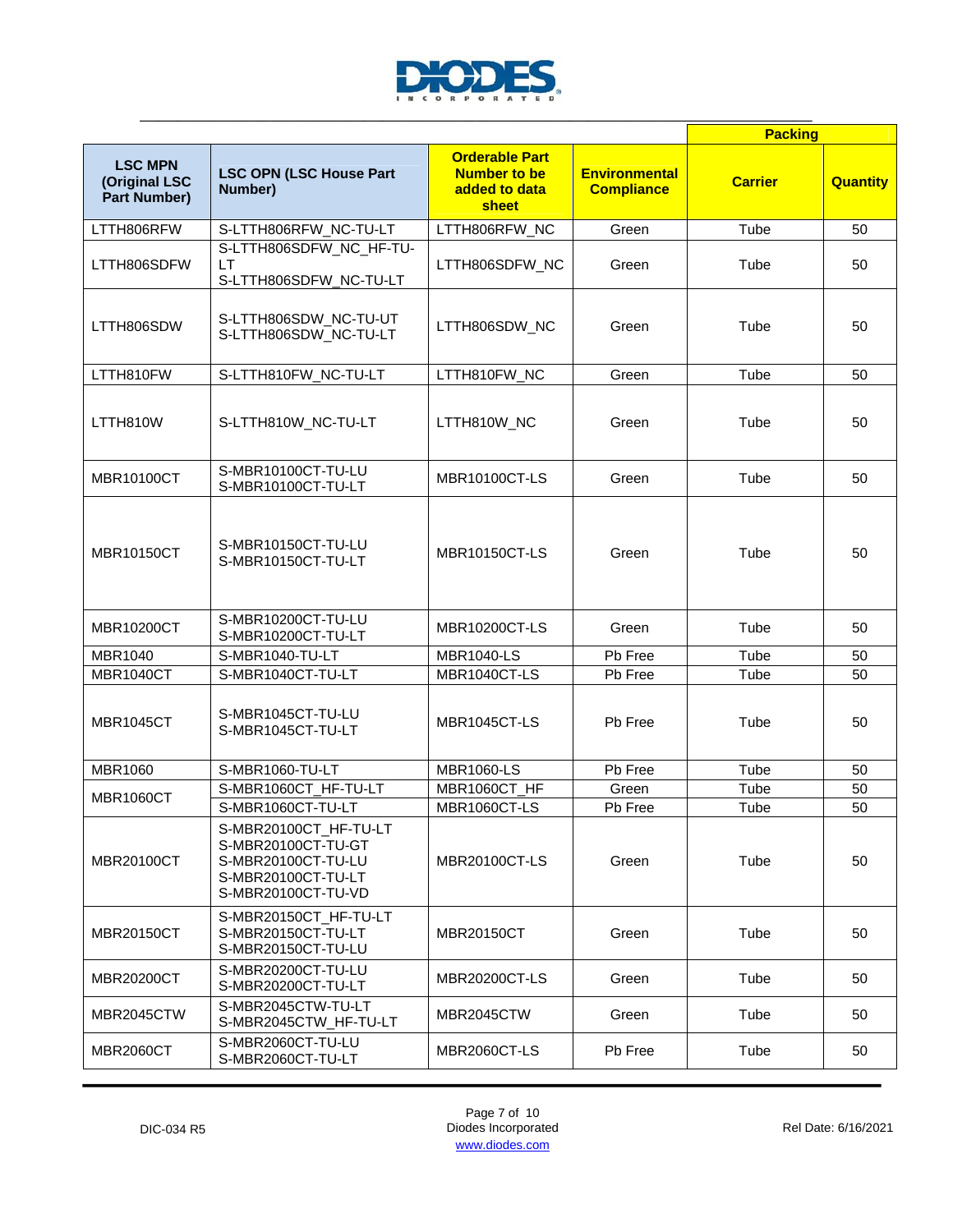| LSC MPN (Original LSC Part Number) | LSC OPN (LSC House Part Number) | Orderable Part Number to be added to data sheet | Environmental Compliance | Packing | |
|---|---|---|---|---|---|
| | | | | Carrier | Quantity |
| LTTH806RFW | S-LTTH806RFW_NC-TU-LT | LTTH806RFW_NC | Green | Tube | 50 |
| LTTH806SDFW | S-LTTH806SDFW_NC_HF-TU-LT<br>S-LTTH806SDFW_NC-TU-LT | LTTH806SDFW_NC | Green | Tube | 50 |
| LTTH806SDW | S-LTTH806SDW_NC-TU-UT<br>S-LTTH806SDW_NC-TU-LT | LTTH806SDW_NC | Green | Tube | 50 |
| LTTH810FW | S-LTTH810FW_NC-TU-LT | LTTH810FW_NC | Green | Tube | 50 |
| LTTH810W | S-LTTH810W_NC-TU-LT | LTTH810W_NC | Green | Tube | 50 |
| MBR10100CT | S-MBR10100CT-TU-LU<br>S-MBR10100CT-TU-LT | MBR10100CT-LS | Green | Tube | 50 |
| MBR10150CT | S-MBR10150CT-TU-LU<br>S-MBR10150CT-TU-LT | MBR10150CT-LS | Green | Tube | 50 |
| MBR10200CT | S-MBR10200CT-TU-LU<br>S-MBR10200CT-TU-LT | MBR10200CT-LS | Green | Tube | 50 |
| MBR1040 | S-MBR1040-TU-LT | MBR1040-LS | Pb Free | Tube | 50 |
| MBR1040CT | S-MBR1040CT-TU-LT | MBR1040CT-LS | Pb Free | Tube | 50 |
| MBR1045CT | S-MBR1045CT-TU-LU<br>S-MBR1045CT-TU-LT | MBR1045CT-LS | Pb Free | Tube | 50 |
| MBR1060 | S-MBR1060-TU-LT | MBR1060-LS | Pb Free | Tube | 50 |
| MBR1060CT | S-MBR1060CT_HF-TU-LT | MBR1060CT_HF | Green | Tube | 50 |
| | S-MBR1060CT-TU-LT | MBR1060CT-LS | Pb Free | Tube | 50 |
| MBR20100CT | S-MBR20100CT_HF-TU-LT<br>S-MBR20100CT-TU-GT<br>S-MBR20100CT-TU-LU<br>S-MBR20100CT-TU-LT<br>S-MBR20100CT-TU-VD | MBR20100CT-LS | Green | Tube | 50 |
| MBR20150CT | S-MBR20150CT_HF-TU-LT<br>S-MBR20150CT-TU-LT<br>S-MBR20150CT-TU-LU | MBR20150CT | Green | Tube | 50 |
| MBR20200CT | S-MBR20200CT-TU-LU<br>S-MBR20200CT-TU-LT | MBR20200CT-LS | Green | Tube | 50 |
| MBR2045CTW | S-MBR2045CTW-TU-LT<br>S-MBR2045CTW_HF-TU-LT | MBR2045CTW | Green | Tube | 50 |
| MBR2060CT | S-MBR2060CT-TU-LU<br>S-MBR2060CT-TU-LT | MBR2060CT-LS | Pb Free | Tube | 50 |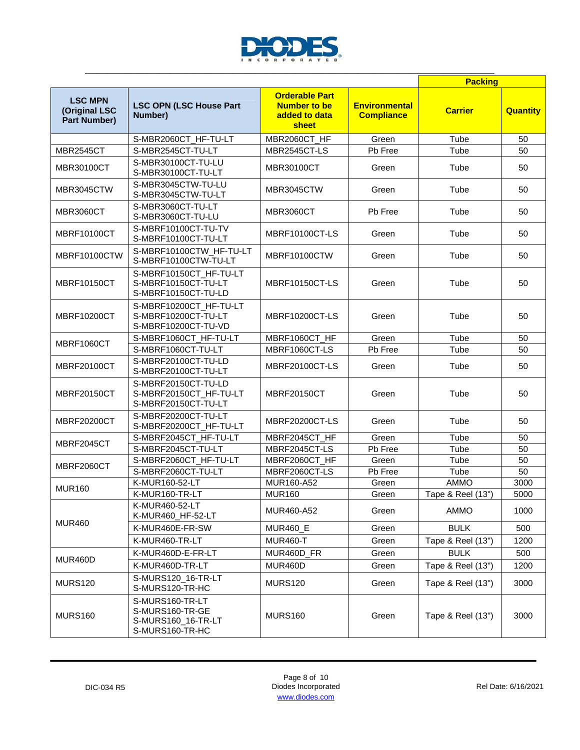| LSC MPN (Original LSC Part Number) | LSC OPN (LSC House Part Number) | Orderable Part Number to be added to data sheet | Environmental Compliance | Packing | |
|---|---|---|---|---|---|
| | | | | Carrier | Quantity |
| | S-MBR2060CT_HF-TU-LT | MBR2060CT_HF | Green | Tube | 50 |
| MBR2545CT | S-MBR2545CT-TU-LT | MBR2545CT-LS | Pb Free | Tube | 50 |
| MBR30100CT | S-MBR30100CT-TU-LU<br>S-MBR30100CT-TU-LT | MBR30100CT | Green | Tube | 50 |
| MBR3045CTW | S-MBR3045CTW-TU-LU<br>S-MBR3045CTW-TU-LT | MBR3045CTW | Green | Tube | 50 |
| MBR3060CT | S-MBR3060CT-TU-LT<br>S-MBR3060CT-TU-LU | MBR3060CT | Pb Free | Tube | 50 |
| MBRF10100CT | S-MBRF10100CT-TU-TV<br>S-MBRF10100CT-TU-LT | MBRF10100CT-LS | Green | Tube | 50 |
| MBRF10100CTW | S-MBRF10100CTW_HF-TU-LT<br>S-MBRF10100CTW-TU-LT | MBRF10100CTW | Green | Tube | 50 |
| MBRF10150CT | S-MBRF10150CT_HF-TU-LT<br>S-MBRF10150CT-TU-LT<br>S-MBRF10150CT-TU-LD | MBRF10150CT-LS | Green | Tube | 50 |
| MBRF10200CT | S-MBRF10200CT_HF-TU-LT<br>S-MBRF10200CT-TU-LT<br>S-MBRF10200CT-TU-VD | MBRF10200CT-LS | Green | Tube | 50 |
| MBRF1060CT | S-MBRF1060CT_HF-TU-LT | MBRF1060CT_HF | Green | Tube | 50 |
| | S-MBRF1060CT-TU-LT | MBRF1060CT-LS | Pb Free | Tube | 50 |
| MBRF20100CT | S-MBRF20100CT-TU-LD<br>S-MBRF20100CT-TU-LT | MBRF20100CT-LS | Green | Tube | 50 |
| MBRF20150CT | S-MBRF20150CT-TU-LD<br>S-MBRF20150CT_HF-TU-LT<br>S-MBRF20150CT-TU-LT | MBRF20150CT | Green | Tube | 50 |
| MBRF20200CT | S-MBRF20200CT-TU-LT<br>S-MBRF20200CT_HF-TU-LT | MBRF20200CT-LS | Green | Tube | 50 |
| MBRF2045CT | S-MBRF2045CT_HF-TU-LT | MBRF2045CT_HF | Green | Tube | 50 |
| | S-MBRF2045CT-TU-LT | MBRF2045CT-LS | Pb Free | Tube | 50 |
| MBRF2060CT | S-MBRF2060CT_HF-TU-LT | MBRF2060CT_HF | Green | Tube | 50 |
| | S-MBRF2060CT-TU-LT | MBRF2060CT-LS | Pb Free | Tube | 50 |
| MUR160 | K-MUR160-52-LT | MUR160-A52 | Green | AMMO | 3000 |
| | K-MUR160-TR-LT | MUR160 | Green | Tape & Reel (13") | 5000 |
| MUR460 | K-MUR460-52-LT<br>K-MUR460_HF-52-LT | MUR460-A52 | Green | AMMO | 1000 |
| | K-MUR460E-FR-SW | MUR460_E | Green | BULK | 500 |
| | K-MUR460-TR-LT | MUR460-T | Green | Tape & Reel (13") | 1200 |
| MUR460D | K-MUR460D-E-FR-LT | MUR460D_FR | Green | BULK | 500 |
| | K-MUR460D-TR-LT | MUR460D | Green | Tape & Reel (13") | 1200 |
| MURS120 | S-MURS120_16-TR-LT<br>S-MURS120-TR-HC | MURS120 | Green | Tape & Reel (13") | 3000 |
| MURS160 | S-MURS160-TR-LT<br>S-MURS160-TR-GE<br>S-MURS160_16-TR-LT<br>S-MURS160-TR-HC | MURS160 | Green | Tape & Reel (13") | 3000 |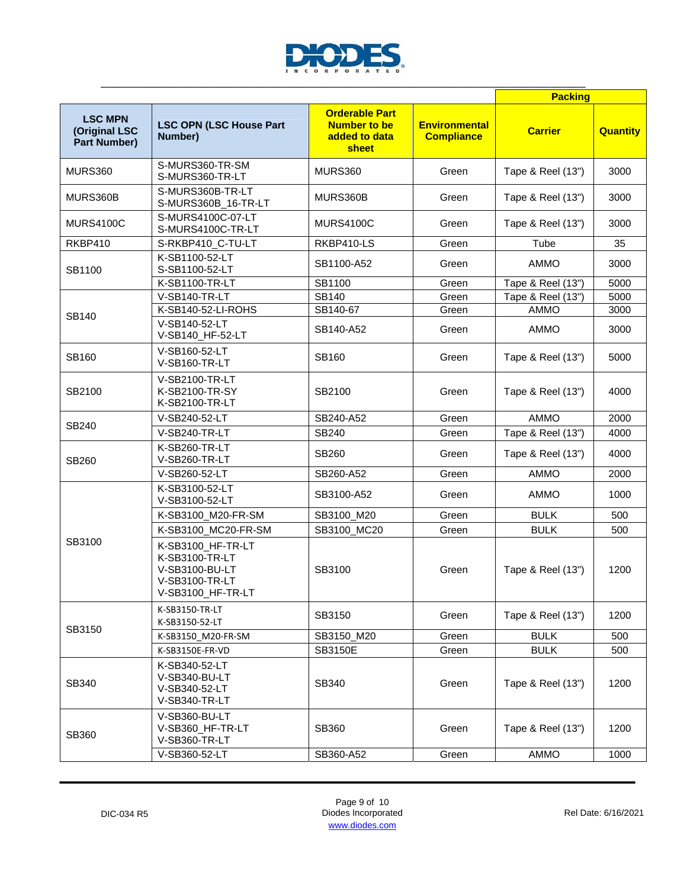| LSC MPN (Original LSC Part Number) | LSC OPN (LSC House Part Number) | Orderable Part Number to be added to data sheet | Environmental Compliance | Packing | |
|---|---|---|---|---|---|
| | | | | Carrier | Quantity |
| MURS360 | S-MURS360-TR-SM<br>S-MURS360-TR-LT | MURS360 | Green | Tape & Reel (13") | 3000 |
| MURS360B | S-MURS360B-TR-LT<br>S-MURS360B_16-TR-LT | MURS360B | Green | Tape & Reel (13") | 3000 |
| MURS4100C | S-MURS4100C-07-LT<br>S-MURS4100C-TR-LT | MURS4100C | Green | Tape & Reel (13") | 3000 |
| RKBP410 | S-RKBP410_C-TU-LT | RKBP410-LS | Green | Tube | 35 |
| SB1100 | K-SB1100-52-LT<br>S-SB1100-52-LT | SB1100-A52 | Green | AMMO | 3000 |
| | K-SB1100-TR-LT | SB1100 | Green | Tape & Reel (13") | 5000 |
| SB140 | V-SB140-TR-LT | SB140 | Green | Tape & Reel (13") | 5000 |
| | K-SB140-52-LI-ROHS | SB140-67 | Green | AMMO | 3000 |
| | V-SB140-52-LT<br>V-SB140_HF-52-LT | SB140-A52 | Green | AMMO | 3000 |
| SB160 | V-SB160-52-LT<br>V-SB160-TR-LT | SB160 | Green | Tape & Reel (13") | 5000 |
| SB2100 | V-SB2100-TR-LT<br>K-SB2100-TR-SY<br>K-SB2100-TR-LT | SB2100 | Green | Tape & Reel (13") | 4000 |
| SB240 | V-SB240-52-LT | SB240-A52 | Green | AMMO | 2000 |
| | V-SB240-TR-LT | SB240 | Green | Tape & Reel (13") | 4000 |
| SB260 | K-SB260-TR-LT<br>V-SB260-TR-LT | SB260 | Green | Tape & Reel (13") | 4000 |
| | V-SB260-52-LT | SB260-A52 | Green | AMMO | 2000 |
| SB3100 | K-SB3100-52-LT<br>V-SB3100-52-LT | SB3100-A52 | Green | AMMO | 1000 |
| | K-SB3100_M20-FR-SM | SB3100_M20 | Green | BULK | 500 |
| | K-SB3100_MC20-FR-SM | SB3100_MC20 | Green | BULK | 500 |
| | K-SB3100_HF-TR-LT<br>K-SB3100-TR-LT<br>V-SB3100-BU-LT<br>V-SB3100-TR-LT<br>V-SB3100_HF-TR-LT | SB3100 | Green | Tape & Reel (13") | 1200 |
| SB3150 | K-SB3150-TR-LT<br>K-SB3150-52-LT | SB3150 | Green | Tape & Reel (13") | 1200 |
| | K-SB3150_M20-FR-SM | SB3150_M20 | Green | BULK | 500 |
| | K-SB3150E-FR-VD | SB3150E | Green | BULK | 500 |
| SB340 | K-SB340-52-LT<br>V-SB340-BU-LT<br>V-SB340-52-LT<br>V-SB340-TR-LT | SB340 | Green | Tape & Reel (13") | 1200 |
| SB360 | V-SB360-BU-LT<br>V-SB360_HF-TR-LT<br>V-SB360-TR-LT | SB360 | Green | Tape & Reel (13") | 1200 |
| | V-SB360-52-LT | SB360-A52 | Green | AMMO | 1000 |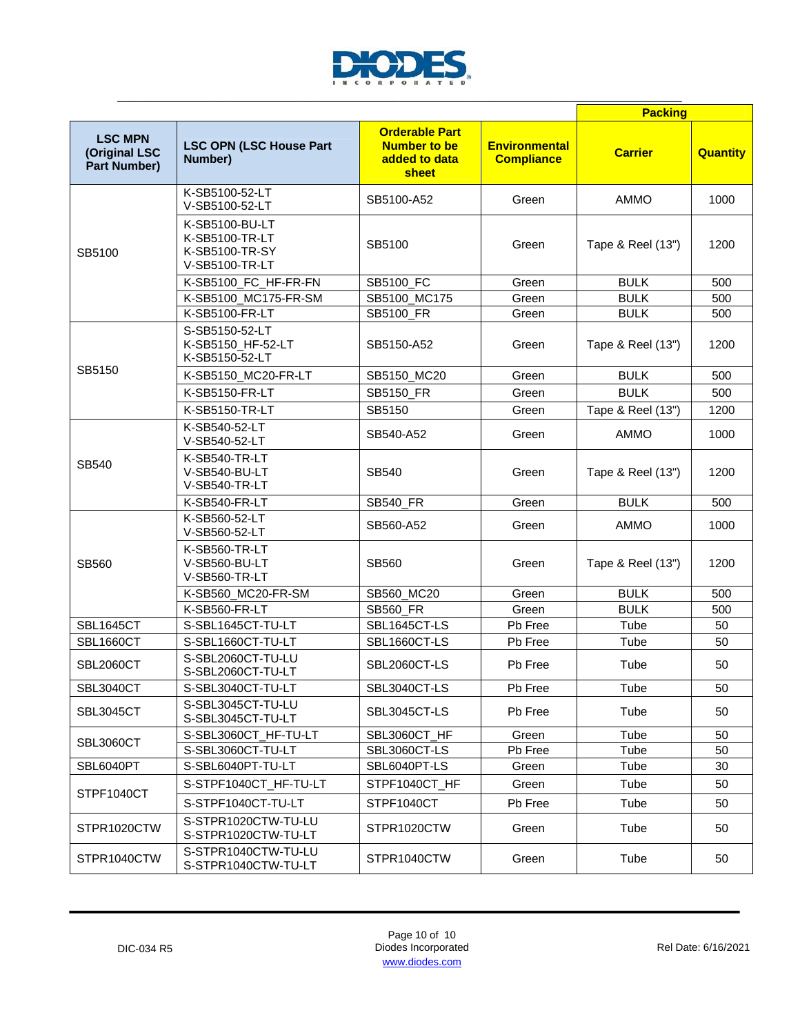| LSC MPN (Original LSC Part Number) | LSC OPN (LSC House Part Number) | Orderable Part Number to be added to data sheet | Environmental Compliance | Packing | |
|---|---|---|---|---|---|
| | | | | Carrier | Quantity |
| SB5100 | K-SB5100-52-LT<br>V-SB5100-52-LT | SB5100-A52 | Green | AMMO | 1000 |
| | K-SB5100-BU-LT<br>K-SB5100-TR-LT<br>K-SB5100-TR-SY<br>V-SB5100-TR-LT | SB5100 | Green | Tape & Reel (13") | 1200 |
| | K-SB5100_FC_HF-FR-FN | SB5100_FC | Green | BULK | 500 |
| | K-SB5100_MC175-FR-SM | SB5100_MC175 | Green | BULK | 500 |
| | K-SB5100-FR-LT | SB5100_FR | Green | BULK | 500 |
| SB5150 | S-SB5150-52-LT<br>K-SB5150_HF-52-LT<br>K-SB5150-52-LT | SB5150-A52 | Green | Tape & Reel (13") | 1200 |
| | K-SB5150_MC20-FR-LT | SB5150_MC20 | Green | BULK | 500 |
| | K-SB5150-FR-LT | SB5150_FR | Green | BULK | 500 |
| | K-SB5150-TR-LT | SB5150 | Green | Tape & Reel (13") | 1200 |
| SB540 | K-SB540-52-LT<br>V-SB540-52-LT | SB540-A52 | Green | AMMO | 1000 |
| | K-SB540-TR-LT<br>V-SB540-BU-LT<br>V-SB540-TR-LT | SB540 | Green | Tape & Reel (13") | 1200 |
| | K-SB540-FR-LT | SB540_FR | Green | BULK | 500 |
| SB560 | K-SB560-52-LT<br>V-SB560-52-LT | SB560-A52 | Green | AMMO | 1000 |
| | K-SB560-TR-LT<br>V-SB560-BU-LT<br>V-SB560-TR-LT | SB560 | Green | Tape & Reel (13") | 1200 |
| | K-SB560_MC20-FR-SM | SB560_MC20 | Green | BULK | 500 |
| | K-SB560-FR-LT | SB560_FR | Green | BULK | 500 |
| SBL1645CT | S-SBL1645CT-TU-LT | SBL1645CT-LS | Pb Free | Tube | 50 |
| SBL1660CT | S-SBL1660CT-TU-LT | SBL1660CT-LS | Pb Free | Tube | 50 |
| SBL2060CT | S-SBL2060CT-TU-LU<br>S-SBL2060CT-TU-LT | SBL2060CT-LS | Pb Free | Tube | 50 |
| SBL3040CT | S-SBL3040CT-TU-LT | SBL3040CT-LS | Pb Free | Tube | 50 |
| SBL3045CT | S-SBL3045CT-TU-LU<br>S-SBL3045CT-TU-LT | SBL3045CT-LS | Pb Free | Tube | 50 |
| SBL3060CT | S-SBL3060CT_HF-TU-LT | SBL3060CT_HF | Green | Tube | 50 |
| | S-SBL3060CT-TU-LT | SBL3060CT-LS | Pb Free | Tube | 50 |
| SBL6040PT | S-SBL6040PT-TU-LT | SBL6040PT-LS | Green | Tube | 30 |
| STPF1040CT | S-STPF1040CT_HF-TU-LT | STPF1040CT_HF | Green | Tube | 50 |
| | S-STPF1040CT-TU-LT | STPF1040CT | Pb Free | Tube | 50 |
| STPR1020CTW | S-STPR1020CTW-TU-LU<br>S-STPR1020CTW-TU-LT | STPR1020CTW | Green | Tube | 50 |
| STPR1040CTW | S-STPR1040CTW-TU-LU<br>S-STPR1040CTW-TU-LT | STPR1040CTW | Green | Tube | 50 |